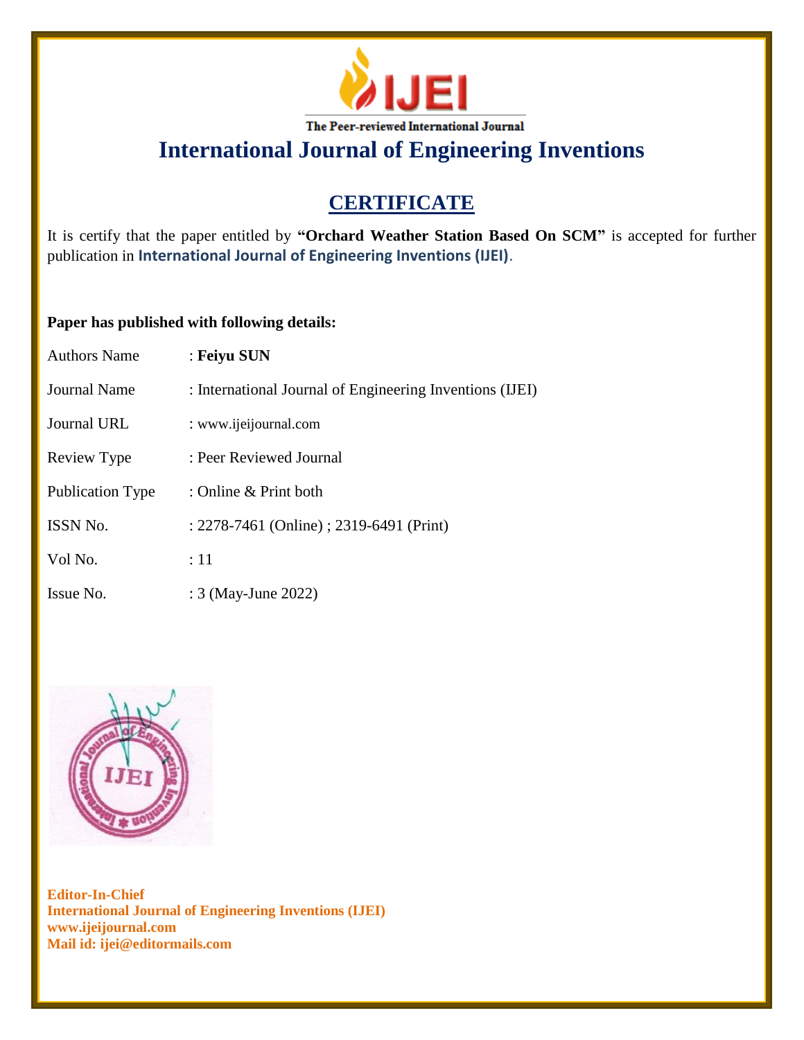IJEI

The Peer-reviewed International Journal

# International Journal of Engineering Inventions

## CERTIFICATE

It is certify that the paper entitled by **"Orchard Weather Station Based On SCM"** is accepted for further publication in **International Journal of Engineering Inventions (IJEI)**.

**Paper has published with following details:**

| | |
|---|---|
| Authors Name | : **Feiyu SUN** |
| Journal Name | : International Journal of Engineering Inventions (IJEI) |
| Journal URL | : www.ijeijournal.com |
| Review Type | : Peer Reviewed Journal |
| Publication Type | : Online & Print both |
| ISSN No. | : 2278-7461 (Online) ; 2319-6491 (Print) |
| Vol No. | : 11 |
| Issue No. | : 3 (May-June 2022) |

**Editor-In-Chief**
**International Journal of Engineering Inventions (IJEI)**
**www.ijeijournal.com**
**Mail id: ijei@editormails.com**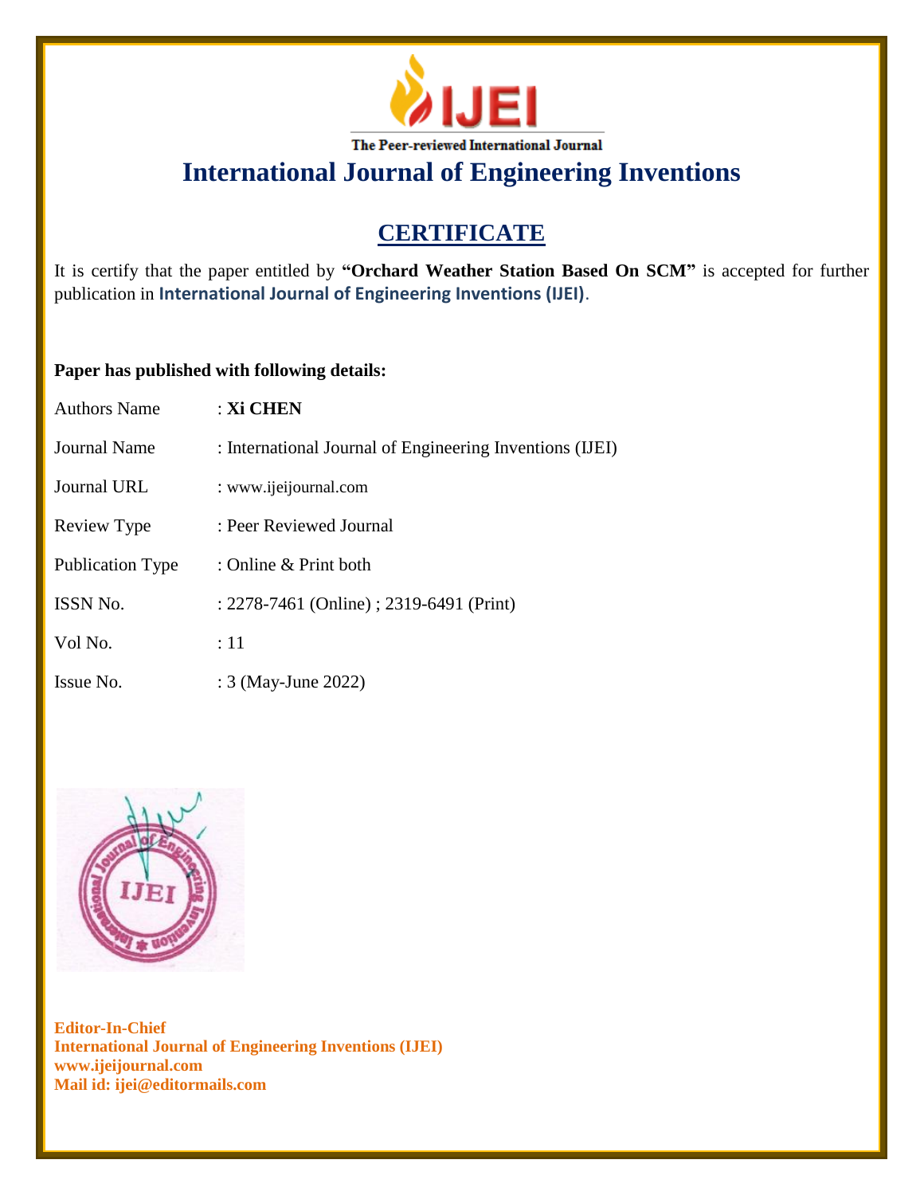The Peer-reviewed International Journal

# International Journal of Engineering Inventions

## CERTIFICATE

It is certify that the paper entitled by **"Orchard Weather Station Based On SCM"** is accepted for further publication in **International Journal of Engineering Inventions (IJEI)**.

**Paper has published with following details:**

| | |
|---|---|
| Authors Name | : **Xi CHEN** |
| Journal Name | : International Journal of Engineering Inventions (IJEI) |
| Journal URL | : www.ijeijournal.com |
| Review Type | : Peer Reviewed Journal |
| Publication Type | : Online & Print both |
| ISSN No. | : 2278-7461 (Online) ; 2319-6491 (Print) |
| Vol No. | : 11 |
| Issue No. | : 3 (May-June 2022) |

**Editor-In-Chief**
**International Journal of Engineering Inventions (IJEI)**
**www.ijeijournal.com**
**Mail id: ijei@editormails.com**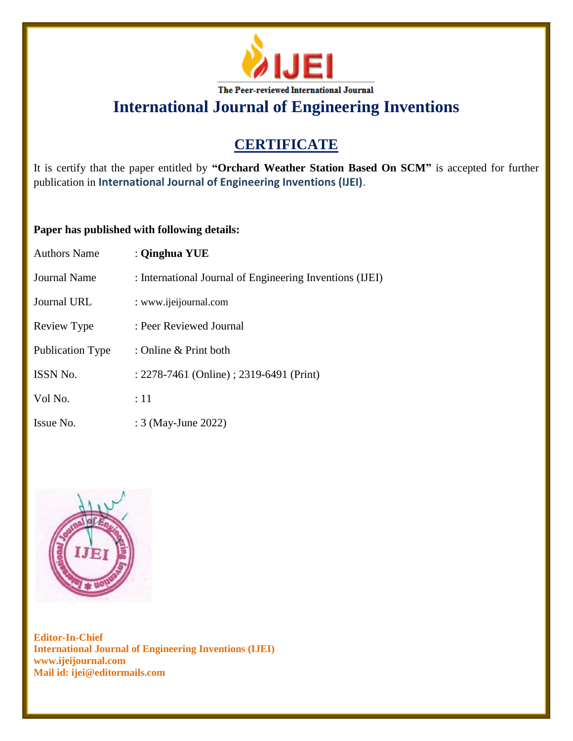**IJEI**

The Peer-reviewed International Journal

# International Journal of Engineering Inventions

## CERTIFICATE

It is certify that the paper entitled by **"Orchard Weather Station Based On SCM"** is accepted for further publication in **International Journal of Engineering Inventions (IJEI)**.

**Paper has published with following details:**

| | |
|---|---|
| Authors Name | : **Qinghua YUE** |
| Journal Name | : International Journal of Engineering Inventions (IJEI) |
| Journal URL | : www.ijeijournal.com |
| Review Type | : Peer Reviewed Journal |
| Publication Type | : Online & Print both |
| ISSN No. | : 2278-7461 (Online) ; 2319-6491 (Print) |
| Vol No. | : 11 |
| Issue No. | : 3 (May-June 2022) |

**Editor-In-Chief**
**International Journal of Engineering Inventions (IJEI)**
**www.ijeijournal.com**
**Mail id: ijei@editormails.com**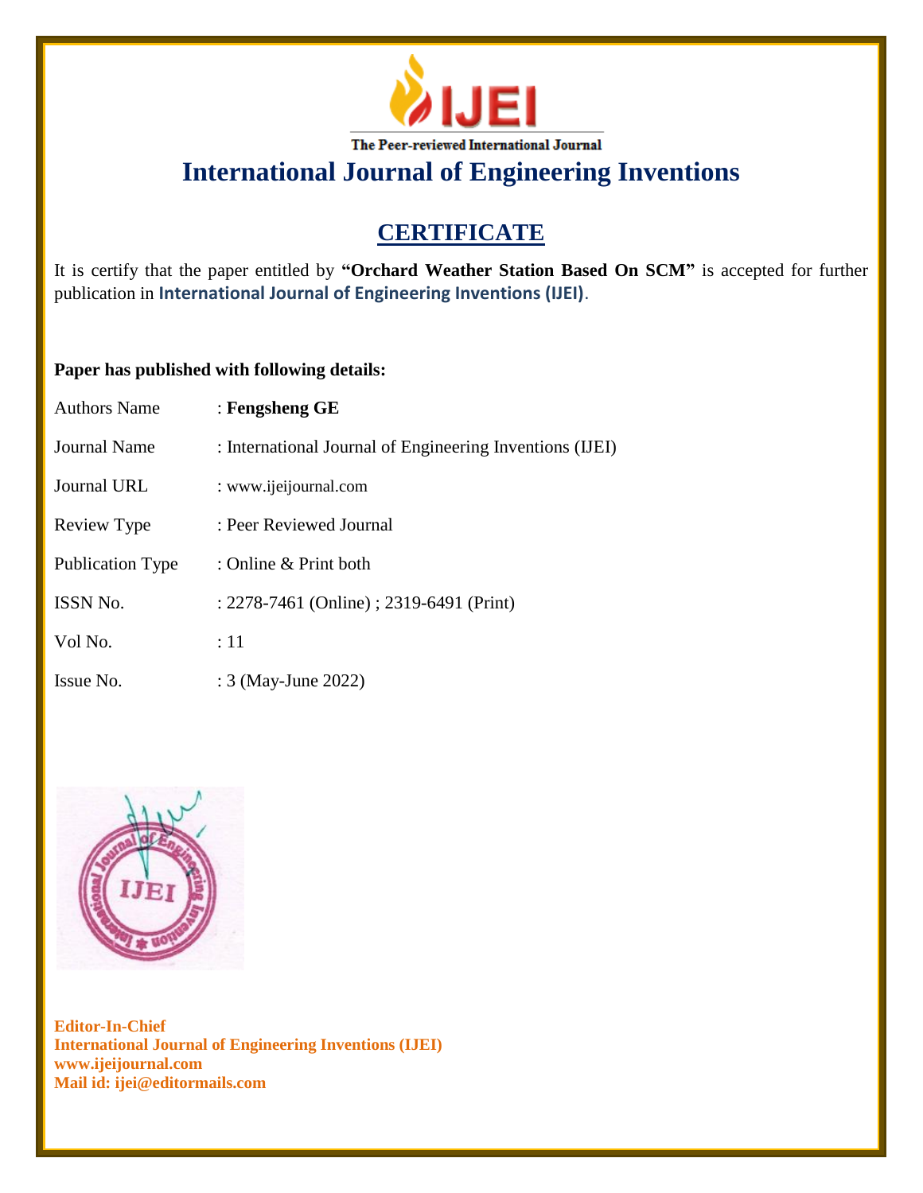**The Peer-reviewed International Journal**

# International Journal of Engineering Inventions

## CERTIFICATE

It is certify that the paper entitled by **"Orchard Weather Station Based On SCM"** is accepted for further publication in **International Journal of Engineering Inventions (IJEI)**.

**Paper has published with following details:**

| | |
|---|---|
| Authors Name | : **Fengsheng GE** |
| Journal Name | : International Journal of Engineering Inventions (IJEI) |
| Journal URL | : www.ijeijournal.com |
| Review Type | : Peer Reviewed Journal |
| Publication Type | : Online & Print both |
| ISSN No. | : 2278-7461 (Online) ; 2319-6491 (Print) |
| Vol No. | : 11 |
| Issue No. | : 3 (May-June 2022) |

**Editor-In-Chief**
**International Journal of Engineering Inventions (IJEI)**
**www.ijeijournal.com**
**Mail id: ijei@editormails.com**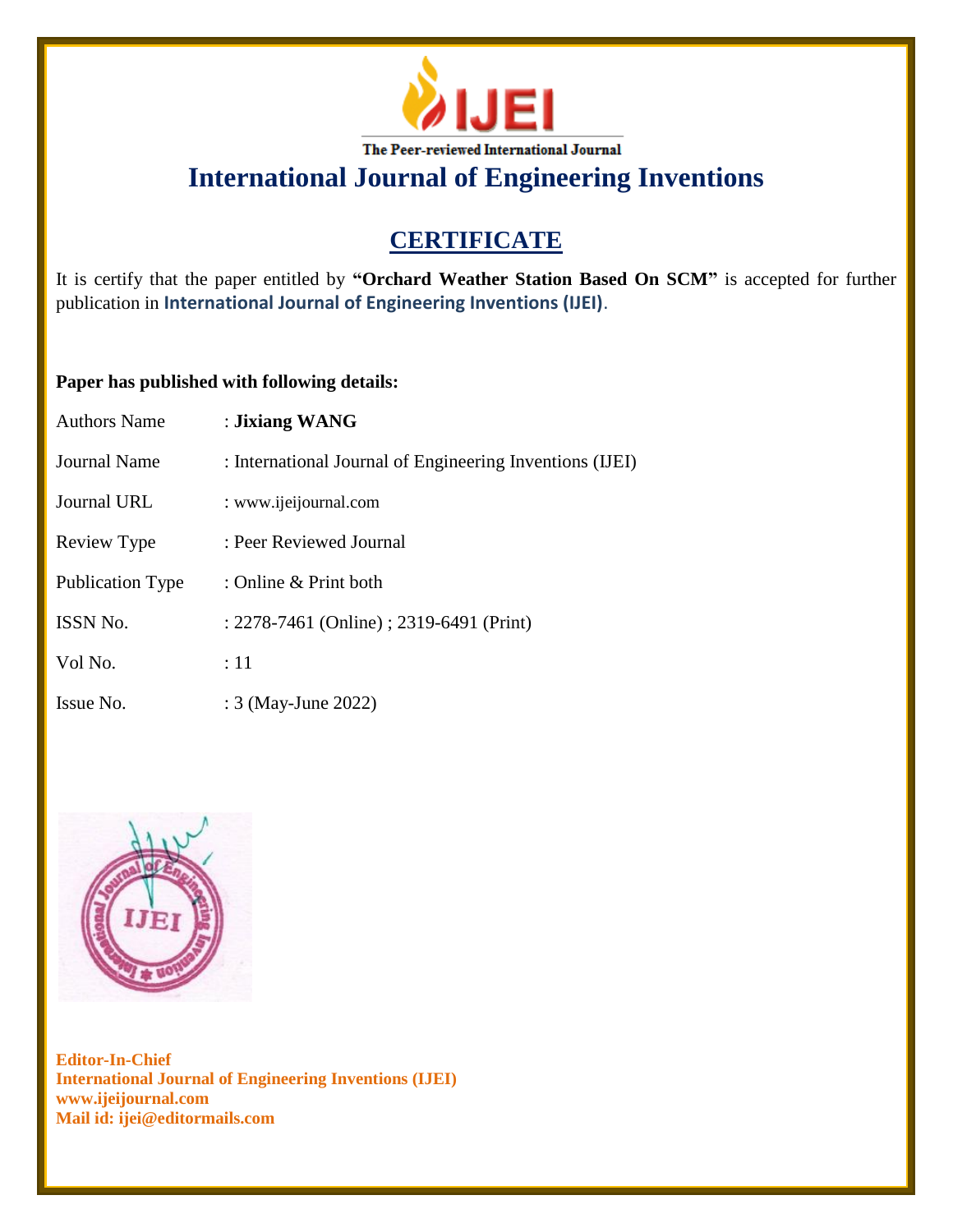The Peer-reviewed International Journal

# International Journal of Engineering Inventions

## CERTIFICATE

It is certify that the paper entitled by **"Orchard Weather Station Based On SCM"** is accepted for further publication in **International Journal of Engineering Inventions (IJEI)**.

**Paper has published with following details:**

| | |
|---|---|
| Authors Name | : **Jixiang WANG** |
| Journal Name | : International Journal of Engineering Inventions (IJEI) |
| Journal URL | : www.ijeijournal.com |
| Review Type | : Peer Reviewed Journal |
| Publication Type | : Online & Print both |
| ISSN No. | : 2278-7461 (Online) ; 2319-6491 (Print) |
| Vol No. | : 11 |
| Issue No. | : 3 (May-June 2022) |

**Editor-In-Chief**
**International Journal of Engineering Inventions (IJEI)**
**www.ijeijournal.com**
**Mail id: ijei@editormails.com**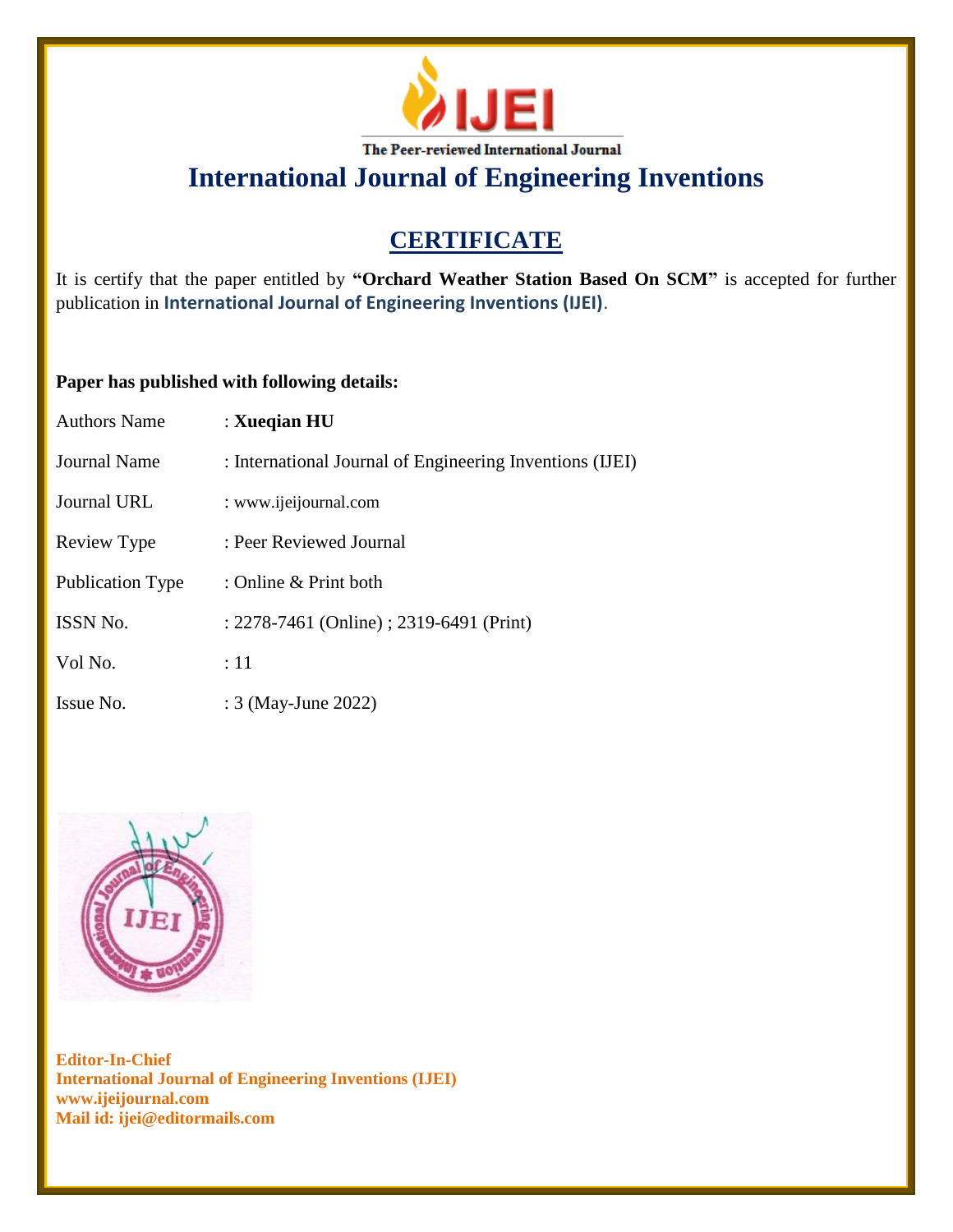The Peer-reviewed International Journal

# International Journal of Engineering Inventions

## CERTIFICATE

It is certify that the paper entitled by **"Orchard Weather Station Based On SCM"** is accepted for further publication in **International Journal of Engineering Inventions (IJEI)**.

**Paper has published with following details:**

| | |
|---|---|
| Authors Name | : **Xueqian HU** |
| Journal Name | : International Journal of Engineering Inventions (IJEI) |
| Journal URL | : www.ijeijournal.com |
| Review Type | : Peer Reviewed Journal |
| Publication Type | : Online & Print both |
| ISSN No. | : 2278-7461 (Online) ; 2319-6491 (Print) |
| Vol No. | : 11 |
| Issue No. | : 3 (May-June 2022) |

**Editor-In-Chief**
**International Journal of Engineering Inventions (IJEI)**
**www.ijeijournal.com**
**Mail id: ijei@editormails.com**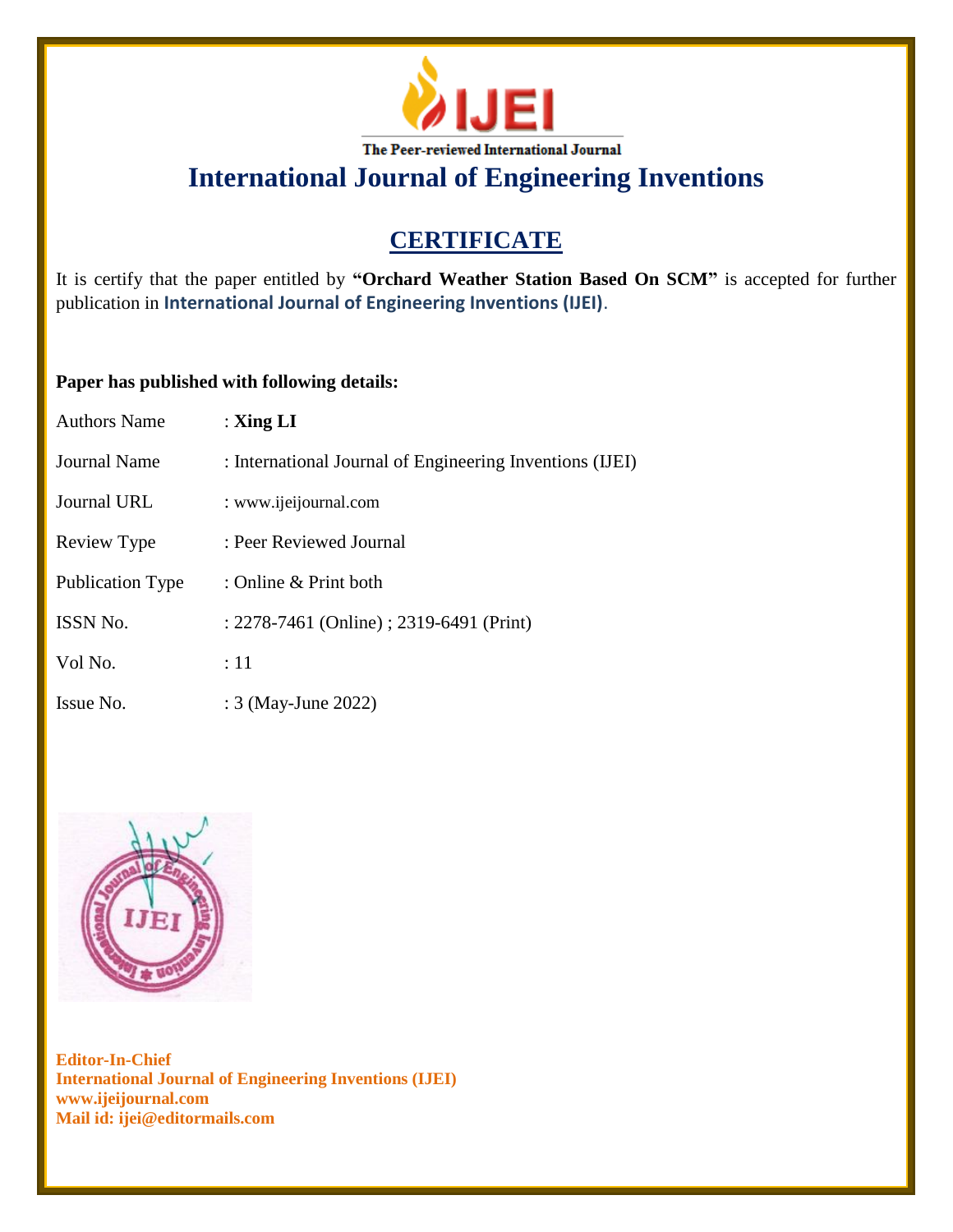The Peer-reviewed International Journal

# International Journal of Engineering Inventions

## CERTIFICATE

It is certify that the paper entitled by **"Orchard Weather Station Based On SCM"** is accepted for further publication in **International Journal of Engineering Inventions (IJEI)**.

**Paper has published with following details:**

| | |
|---|---|
| Authors Name | : **Xing LI** |
| Journal Name | : International Journal of Engineering Inventions (IJEI) |
| Journal URL | : www.ijeijournal.com |
| Review Type | : Peer Reviewed Journal |
| Publication Type | : Online & Print both |
| ISSN No. | : 2278-7461 (Online) ; 2319-6491 (Print) |
| Vol No. | : 11 |
| Issue No. | : 3 (May-June 2022) |

**Editor-In-Chief**
**International Journal of Engineering Inventions (IJEI)**
**www.ijeijournal.com**
**Mail id: ijei@editormails.com**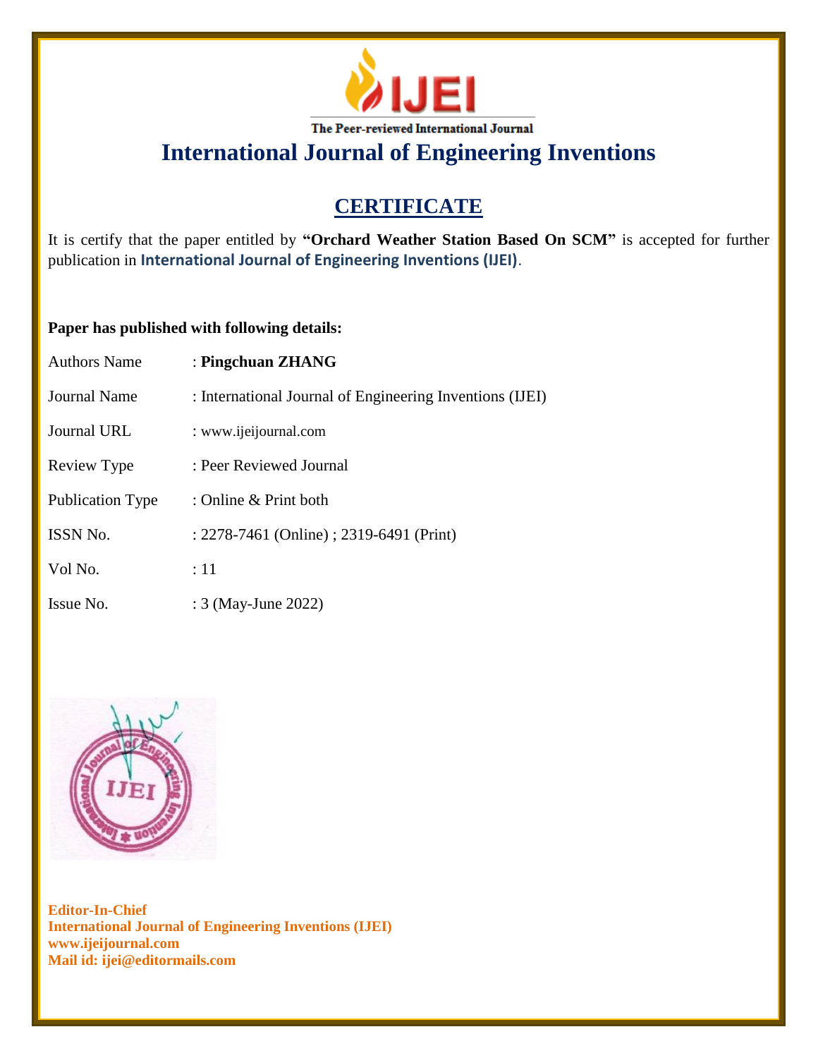IJEI

The Peer-reviewed International Journal

# International Journal of Engineering Inventions

## CERTIFICATE

It is certify that the paper entitled by **"Orchard Weather Station Based On SCM"** is accepted for further publication in **International Journal of Engineering Inventions (IJEI)**.

**Paper has published with following details:**

| | |
|---|---|
| Authors Name | : **Pingchuan ZHANG** |
| Journal Name | : International Journal of Engineering Inventions (IJEI) |
| Journal URL | : www.ijeijournal.com |
| Review Type | : Peer Reviewed Journal |
| Publication Type | : Online & Print both |
| ISSN No. | : 2278-7461 (Online) ; 2319-6491 (Print) |
| Vol No. | : 11 |
| Issue No. | : 3 (May-June 2022) |

**Editor-In-Chief**
**International Journal of Engineering Inventions (IJEI)**
**www.ijeijournal.com**
**Mail id: ijei@editormails.com**